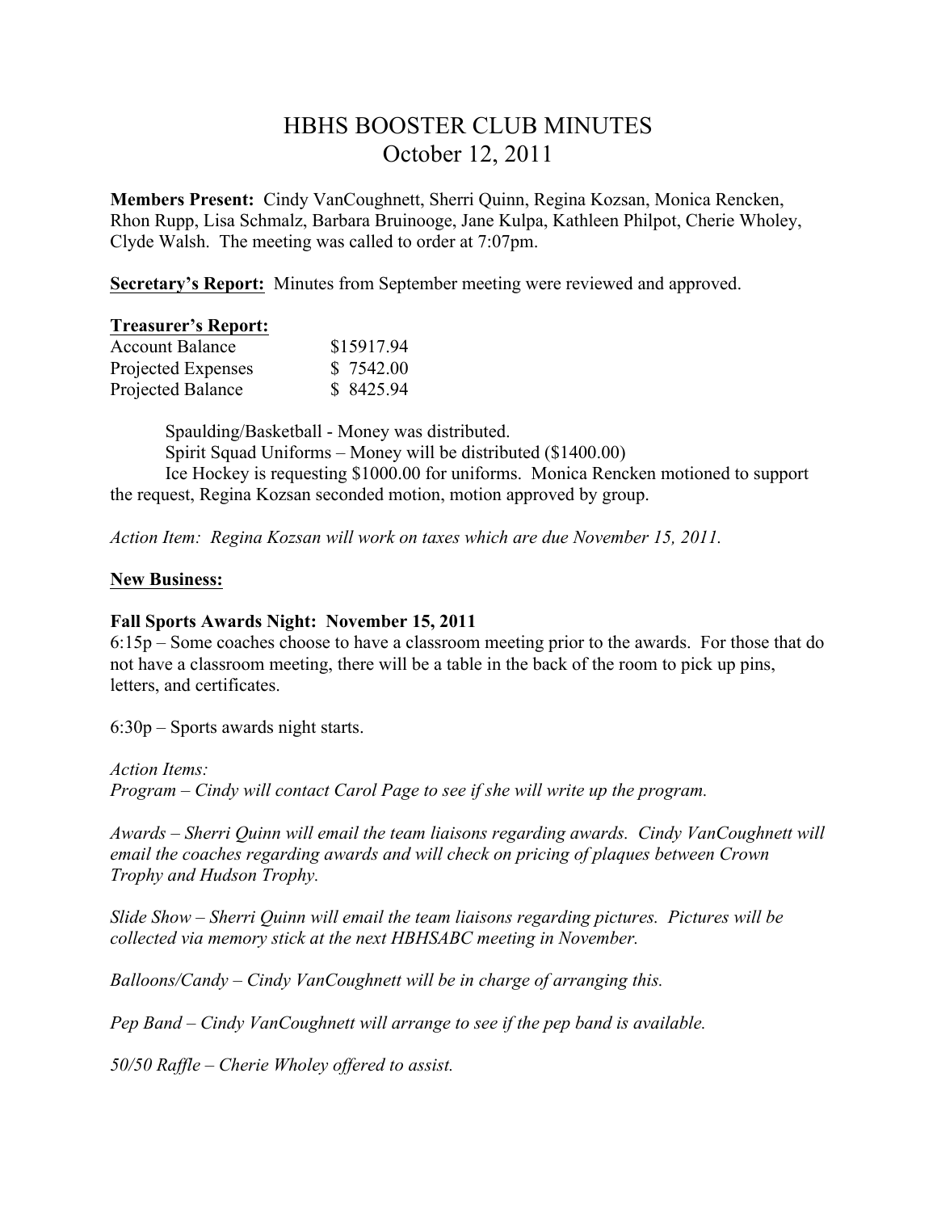# HBHS BOOSTER CLUB MINUTES
## October 12, 2011

**Members Present:** Cindy VanCoughnett, Sherri Quinn, Regina Kozsan, Monica Rencken, Rhon Rupp, Lisa Schmalz, Barbara Bruinooge, Jane Kulpa, Kathleen Philpot, Cherie Wholey, Clyde Walsh. The meeting was called to order at 7:07pm.

**Secretary's Report:** Minutes from September meeting were reviewed and approved.

**Treasurer's Report:**

| | |
|---|---|
| Account Balance | $15917.94 |
| Projected Expenses | $ 7542.00 |
| Projected Balance | $ 8425.94 |

Spaulding/Basketball - Money was distributed.

Spirit Squad Uniforms – Money will be distributed ($1400.00)

Ice Hockey is requesting $1000.00 for uniforms. Monica Rencken motioned to support the request, Regina Kozsan seconded motion, motion approved by group.

*Action Item: Regina Kozsan will work on taxes which are due November 15, 2011.*

**New Business:**

**Fall Sports Awards Night: November 15, 2011**

6:15p – Some coaches choose to have a classroom meeting prior to the awards. For those that do not have a classroom meeting, there will be a table in the back of the room to pick up pins, letters, and certificates.

6:30p – Sports awards night starts.

*Action Items:*
*Program – Cindy will contact Carol Page to see if she will write up the program.*

*Awards – Sherri Quinn will email the team liaisons regarding awards. Cindy VanCoughnett will email the coaches regarding awards and will check on pricing of plaques between Crown Trophy and Hudson Trophy.*

*Slide Show – Sherri Quinn will email the team liaisons regarding pictures. Pictures will be collected via memory stick at the next HBHSABC meeting in November.*

*Balloons/Candy – Cindy VanCoughnett will be in charge of arranging this.*

*Pep Band – Cindy VanCoughnett will arrange to see if the pep band is available.*

*50/50 Raffle – Cherie Wholey offered to assist.*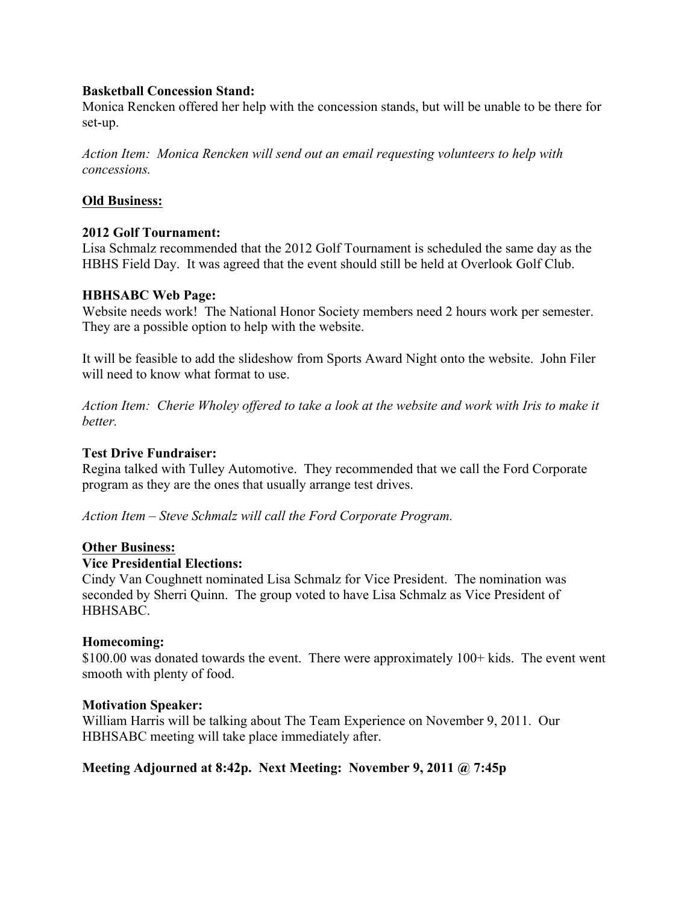**Basketball Concession Stand:**
Monica Rencken offered her help with the concession stands, but will be unable to be there for set-up.

*Action Item: Monica Rencken will send out an email requesting volunteers to help with concessions.*

**Old Business:**

**2012 Golf Tournament:**
Lisa Schmalz recommended that the 2012 Golf Tournament is scheduled the same day as the HBHS Field Day. It was agreed that the event should still be held at Overlook Golf Club.

**HBHSABC Web Page:**
Website needs work! The National Honor Society members need 2 hours work per semester. They are a possible option to help with the website.

It will be feasible to add the slideshow from Sports Award Night onto the website. John Filer will need to know what format to use.

*Action Item: Cherie Wholey offered to take a look at the website and work with Iris to make it better.*

**Test Drive Fundraiser:**
Regina talked with Tulley Automotive. They recommended that we call the Ford Corporate program as they are the ones that usually arrange test drives.

*Action Item – Steve Schmalz will call the Ford Corporate Program.*

**Other Business:**

**Vice Presidential Elections:**
Cindy Van Coughnett nominated Lisa Schmalz for Vice President. The nomination was seconded by Sherri Quinn. The group voted to have Lisa Schmalz as Vice President of HBHSABC.

**Homecoming:**
$100.00 was donated towards the event. There were approximately 100+ kids. The event went smooth with plenty of food.

**Motivation Speaker:**
William Harris will be talking about The Team Experience on November 9, 2011. Our HBHSABC meeting will take place immediately after.

**Meeting Adjourned at 8:42p. Next Meeting: November 9, 2011 @ 7:45p**